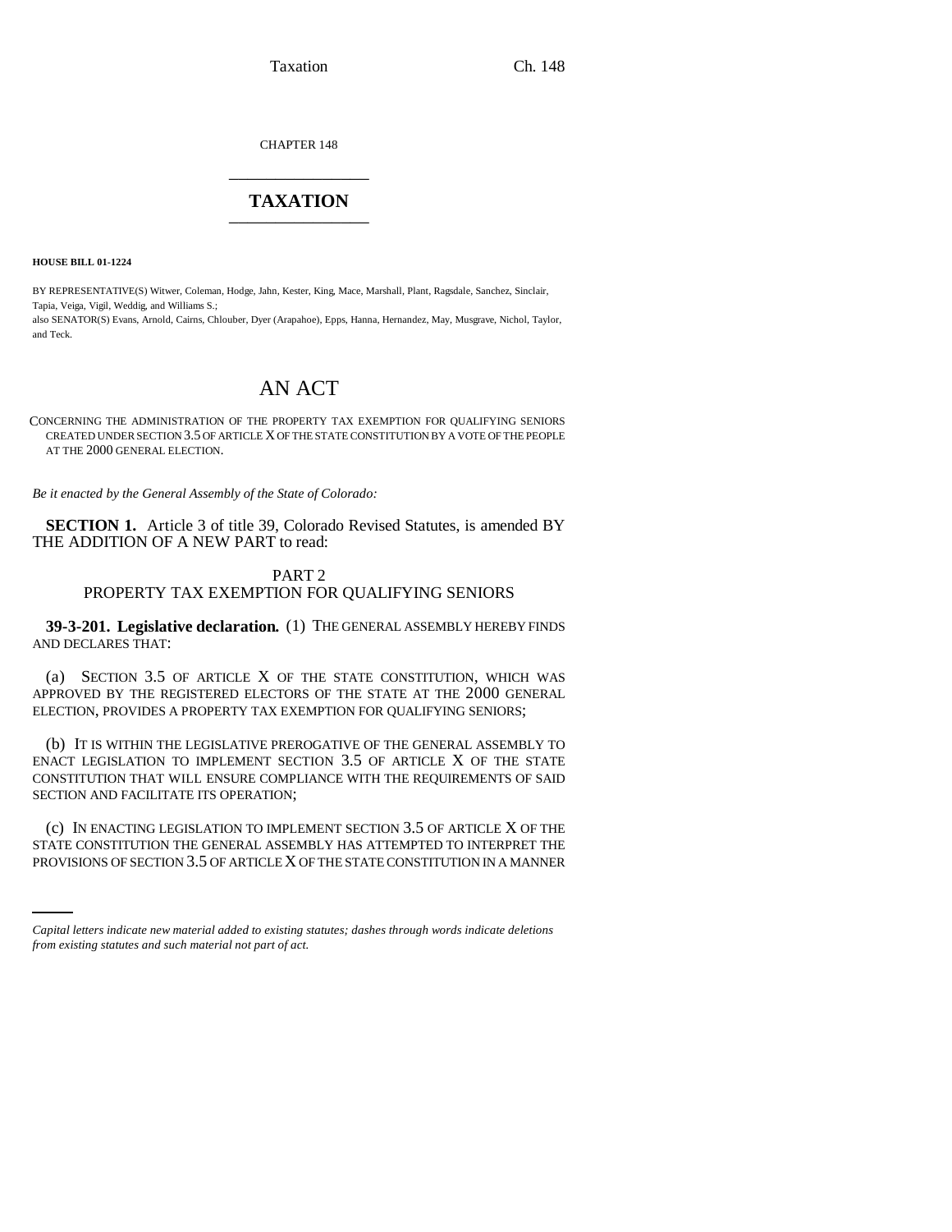CHAPTER 148

# TAXATION

**HOUSE BILL 01-1224**

BY REPRESENTATIVE(S) Witwer, Coleman, Hodge, Jahn, Kester, King, Mace, Marshall, Plant, Ragsdale, Sanchez, Sinclair, Tapia, Veiga, Vigil, Weddig, and Williams S.;
also SENATOR(S) Evans, Arnold, Cairns, Chlouber, Dyer (Arapahoe), Epps, Hanna, Hernandez, May, Musgrave, Nichol, Taylor, and Teck.

# AN ACT

CONCERNING THE ADMINISTRATION OF THE PROPERTY TAX EXEMPTION FOR QUALIFYING SENIORS CREATED UNDER SECTION 3.5 OF ARTICLE X OF THE STATE CONSTITUTION BY A VOTE OF THE PEOPLE AT THE 2000 GENERAL ELECTION.

*Be it enacted by the General Assembly of the State of Colorado:*

**SECTION 1.** Article 3 of title 39, Colorado Revised Statutes, is amended BY THE ADDITION OF A NEW PART to read:

PART 2
PROPERTY TAX EXEMPTION FOR QUALIFYING SENIORS

**39-3-201. Legislative declaration.** (1) THE GENERAL ASSEMBLY HEREBY FINDS AND DECLARES THAT:

(a) SECTION 3.5 OF ARTICLE X OF THE STATE CONSTITUTION, WHICH WAS APPROVED BY THE REGISTERED ELECTORS OF THE STATE AT THE 2000 GENERAL ELECTION, PROVIDES A PROPERTY TAX EXEMPTION FOR QUALIFYING SENIORS;

(b) IT IS WITHIN THE LEGISLATIVE PREROGATIVE OF THE GENERAL ASSEMBLY TO ENACT LEGISLATION TO IMPLEMENT SECTION 3.5 OF ARTICLE X OF THE STATE CONSTITUTION THAT WILL ENSURE COMPLIANCE WITH THE REQUIREMENTS OF SAID SECTION AND FACILITATE ITS OPERATION;

(c) IN ENACTING LEGISLATION TO IMPLEMENT SECTION 3.5 OF ARTICLE X OF THE STATE CONSTITUTION THE GENERAL ASSEMBLY HAS ATTEMPTED TO INTERPRET THE PROVISIONS OF SECTION 3.5 OF ARTICLE X OF THE STATE CONSTITUTION IN A MANNER

*Capital letters indicate new material added to existing statutes; dashes through words indicate deletions from existing statutes and such material not part of act.*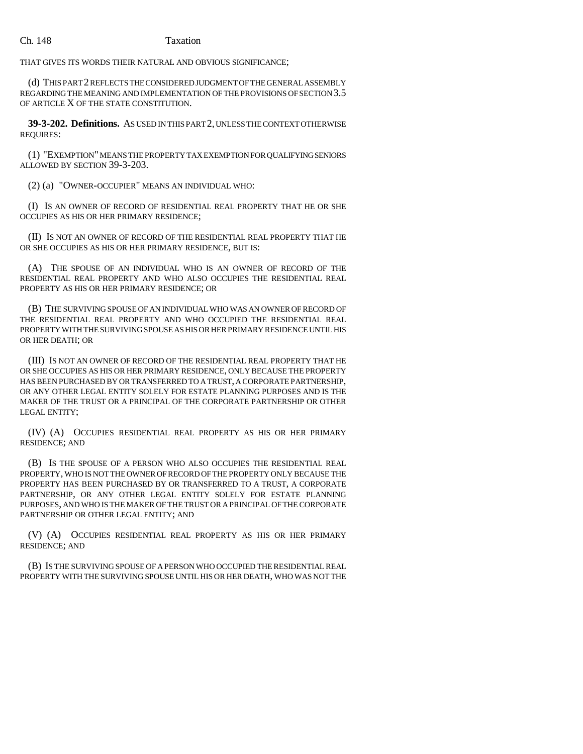THAT GIVES ITS WORDS THEIR NATURAL AND OBVIOUS SIGNIFICANCE;

(d) THIS PART 2 REFLECTS THE CONSIDERED JUDGMENT OF THE GENERAL ASSEMBLY REGARDING THE MEANING AND IMPLEMENTATION OF THE PROVISIONS OF SECTION 3.5 OF ARTICLE X OF THE STATE CONSTITUTION.

**39-3-202. Definitions.** AS USED IN THIS PART 2, UNLESS THE CONTEXT OTHERWISE REQUIRES:

(1) "EXEMPTION" MEANS THE PROPERTY TAX EXEMPTION FOR QUALIFYING SENIORS ALLOWED BY SECTION 39-3-203.

(2) (a) "OWNER-OCCUPIER" MEANS AN INDIVIDUAL WHO:

(I) IS AN OWNER OF RECORD OF RESIDENTIAL REAL PROPERTY THAT HE OR SHE OCCUPIES AS HIS OR HER PRIMARY RESIDENCE;

(II) IS NOT AN OWNER OF RECORD OF THE RESIDENTIAL REAL PROPERTY THAT HE OR SHE OCCUPIES AS HIS OR HER PRIMARY RESIDENCE, BUT IS:

(A) THE SPOUSE OF AN INDIVIDUAL WHO IS AN OWNER OF RECORD OF THE RESIDENTIAL REAL PROPERTY AND WHO ALSO OCCUPIES THE RESIDENTIAL REAL PROPERTY AS HIS OR HER PRIMARY RESIDENCE; OR

(B) THE SURVIVING SPOUSE OF AN INDIVIDUAL WHO WAS AN OWNER OF RECORD OF THE RESIDENTIAL REAL PROPERTY AND WHO OCCUPIED THE RESIDENTIAL REAL PROPERTY WITH THE SURVIVING SPOUSE AS HIS OR HER PRIMARY RESIDENCE UNTIL HIS OR HER DEATH; OR

(III) IS NOT AN OWNER OF RECORD OF THE RESIDENTIAL REAL PROPERTY THAT HE OR SHE OCCUPIES AS HIS OR HER PRIMARY RESIDENCE, ONLY BECAUSE THE PROPERTY HAS BEEN PURCHASED BY OR TRANSFERRED TO A TRUST, A CORPORATE PARTNERSHIP, OR ANY OTHER LEGAL ENTITY SOLELY FOR ESTATE PLANNING PURPOSES AND IS THE MAKER OF THE TRUST OR A PRINCIPAL OF THE CORPORATE PARTNERSHIP OR OTHER LEGAL ENTITY;

(IV) (A) OCCUPIES RESIDENTIAL REAL PROPERTY AS HIS OR HER PRIMARY RESIDENCE; AND

(B) IS THE SPOUSE OF A PERSON WHO ALSO OCCUPIES THE RESIDENTIAL REAL PROPERTY, WHO IS NOT THE OWNER OF RECORD OF THE PROPERTY ONLY BECAUSE THE PROPERTY HAS BEEN PURCHASED BY OR TRANSFERRED TO A TRUST, A CORPORATE PARTNERSHIP, OR ANY OTHER LEGAL ENTITY SOLELY FOR ESTATE PLANNING PURPOSES, AND WHO IS THE MAKER OF THE TRUST OR A PRINCIPAL OF THE CORPORATE PARTNERSHIP OR OTHER LEGAL ENTITY; AND

(V) (A) OCCUPIES RESIDENTIAL REAL PROPERTY AS HIS OR HER PRIMARY RESIDENCE; AND

(B) IS THE SURVIVING SPOUSE OF A PERSON WHO OCCUPIED THE RESIDENTIAL REAL PROPERTY WITH THE SURVIVING SPOUSE UNTIL HIS OR HER DEATH, WHO WAS NOT THE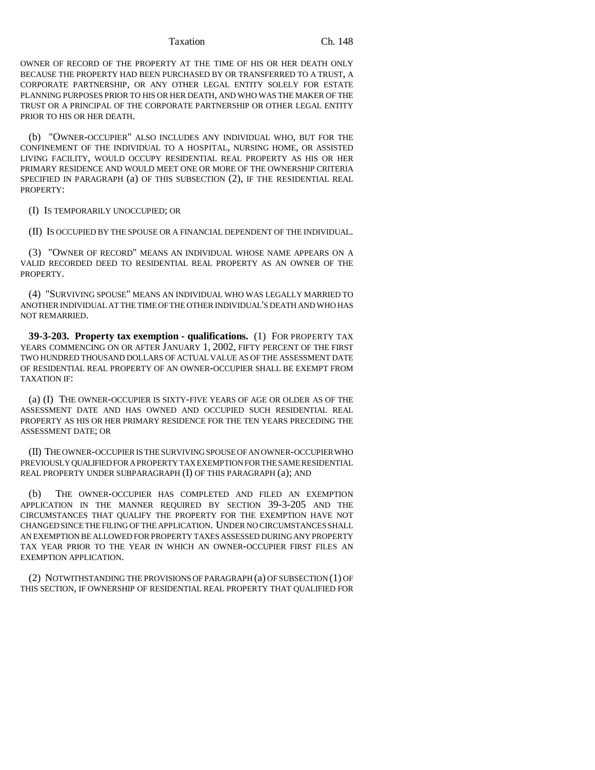OWNER OF RECORD OF THE PROPERTY AT THE TIME OF HIS OR HER DEATH ONLY BECAUSE THE PROPERTY HAD BEEN PURCHASED BY OR TRANSFERRED TO A TRUST, A CORPORATE PARTNERSHIP, OR ANY OTHER LEGAL ENTITY SOLELY FOR ESTATE PLANNING PURPOSES PRIOR TO HIS OR HER DEATH, AND WHO WAS THE MAKER OF THE TRUST OR A PRINCIPAL OF THE CORPORATE PARTNERSHIP OR OTHER LEGAL ENTITY PRIOR TO HIS OR HER DEATH.

(b) "OWNER-OCCUPIER" ALSO INCLUDES ANY INDIVIDUAL WHO, BUT FOR THE CONFINEMENT OF THE INDIVIDUAL TO A HOSPITAL, NURSING HOME, OR ASSISTED LIVING FACILITY, WOULD OCCUPY RESIDENTIAL REAL PROPERTY AS HIS OR HER PRIMARY RESIDENCE AND WOULD MEET ONE OR MORE OF THE OWNERSHIP CRITERIA SPECIFIED IN PARAGRAPH (a) OF THIS SUBSECTION (2), IF THE RESIDENTIAL REAL PROPERTY:

(I) IS TEMPORARILY UNOCCUPIED; OR

(II) IS OCCUPIED BY THE SPOUSE OR A FINANCIAL DEPENDENT OF THE INDIVIDUAL.

(3) "OWNER OF RECORD" MEANS AN INDIVIDUAL WHOSE NAME APPEARS ON A VALID RECORDED DEED TO RESIDENTIAL REAL PROPERTY AS AN OWNER OF THE PROPERTY.

(4) "SURVIVING SPOUSE" MEANS AN INDIVIDUAL WHO WAS LEGALLY MARRIED TO ANOTHER INDIVIDUAL AT THE TIME OF THE OTHER INDIVIDUAL'S DEATH AND WHO HAS NOT REMARRIED.

**39-3-203. Property tax exemption - qualifications.** (1) FOR PROPERTY TAX YEARS COMMENCING ON OR AFTER JANUARY 1, 2002, FIFTY PERCENT OF THE FIRST TWO HUNDRED THOUSAND DOLLARS OF ACTUAL VALUE AS OF THE ASSESSMENT DATE OF RESIDENTIAL REAL PROPERTY OF AN OWNER-OCCUPIER SHALL BE EXEMPT FROM TAXATION IF:

(a) (I) THE OWNER-OCCUPIER IS SIXTY-FIVE YEARS OF AGE OR OLDER AS OF THE ASSESSMENT DATE AND HAS OWNED AND OCCUPIED SUCH RESIDENTIAL REAL PROPERTY AS HIS OR HER PRIMARY RESIDENCE FOR THE TEN YEARS PRECEDING THE ASSESSMENT DATE; OR

(II) THE OWNER-OCCUPIER IS THE SURVIVING SPOUSE OF AN OWNER-OCCUPIER WHO PREVIOUSLY QUALIFIED FOR A PROPERTY TAX EXEMPTION FOR THE SAME RESIDENTIAL REAL PROPERTY UNDER SUBPARAGRAPH (I) OF THIS PARAGRAPH (a); AND

(b) THE OWNER-OCCUPIER HAS COMPLETED AND FILED AN EXEMPTION APPLICATION IN THE MANNER REQUIRED BY SECTION 39-3-205 AND THE CIRCUMSTANCES THAT QUALIFY THE PROPERTY FOR THE EXEMPTION HAVE NOT CHANGED SINCE THE FILING OF THE APPLICATION. UNDER NO CIRCUMSTANCES SHALL AN EXEMPTION BE ALLOWED FOR PROPERTY TAXES ASSESSED DURING ANY PROPERTY TAX YEAR PRIOR TO THE YEAR IN WHICH AN OWNER-OCCUPIER FIRST FILES AN EXEMPTION APPLICATION.

(2) NOTWITHSTANDING THE PROVISIONS OF PARAGRAPH (a) OF SUBSECTION (1) OF THIS SECTION, IF OWNERSHIP OF RESIDENTIAL REAL PROPERTY THAT QUALIFIED FOR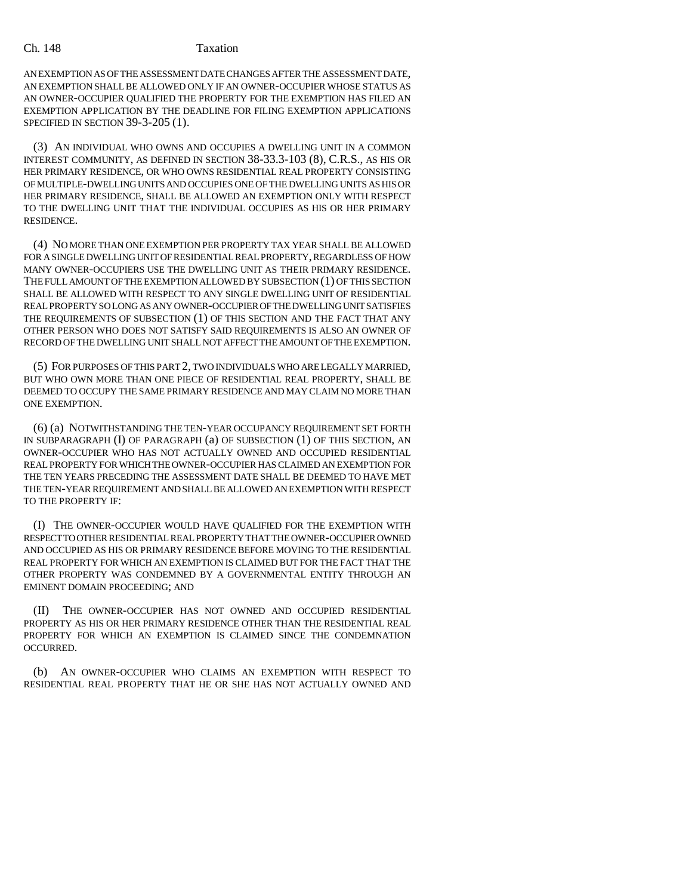AN EXEMPTION AS OF THE ASSESSMENT DATE CHANGES AFTER THE ASSESSMENT DATE, AN EXEMPTION SHALL BE ALLOWED ONLY IF AN OWNER-OCCUPIER WHOSE STATUS AS AN OWNER-OCCUPIER QUALIFIED THE PROPERTY FOR THE EXEMPTION HAS FILED AN EXEMPTION APPLICATION BY THE DEADLINE FOR FILING EXEMPTION APPLICATIONS SPECIFIED IN SECTION 39-3-205 (1).

(3) AN INDIVIDUAL WHO OWNS AND OCCUPIES A DWELLING UNIT IN A COMMON INTEREST COMMUNITY, AS DEFINED IN SECTION 38-33.3-103 (8), C.R.S., AS HIS OR HER PRIMARY RESIDENCE, OR WHO OWNS RESIDENTIAL REAL PROPERTY CONSISTING OF MULTIPLE-DWELLING UNITS AND OCCUPIES ONE OF THE DWELLING UNITS AS HIS OR HER PRIMARY RESIDENCE, SHALL BE ALLOWED AN EXEMPTION ONLY WITH RESPECT TO THE DWELLING UNIT THAT THE INDIVIDUAL OCCUPIES AS HIS OR HER PRIMARY RESIDENCE.

(4) NO MORE THAN ONE EXEMPTION PER PROPERTY TAX YEAR SHALL BE ALLOWED FOR A SINGLE DWELLING UNIT OF RESIDENTIAL REAL PROPERTY, REGARDLESS OF HOW MANY OWNER-OCCUPIERS USE THE DWELLING UNIT AS THEIR PRIMARY RESIDENCE. THE FULL AMOUNT OF THE EXEMPTION ALLOWED BY SUBSECTION (1) OF THIS SECTION SHALL BE ALLOWED WITH RESPECT TO ANY SINGLE DWELLING UNIT OF RESIDENTIAL REAL PROPERTY SO LONG AS ANY OWNER-OCCUPIER OF THE DWELLING UNIT SATISFIES THE REQUIREMENTS OF SUBSECTION (1) OF THIS SECTION AND THE FACT THAT ANY OTHER PERSON WHO DOES NOT SATISFY SAID REQUIREMENTS IS ALSO AN OWNER OF RECORD OF THE DWELLING UNIT SHALL NOT AFFECT THE AMOUNT OF THE EXEMPTION.

(5) FOR PURPOSES OF THIS PART 2, TWO INDIVIDUALS WHO ARE LEGALLY MARRIED, BUT WHO OWN MORE THAN ONE PIECE OF RESIDENTIAL REAL PROPERTY, SHALL BE DEEMED TO OCCUPY THE SAME PRIMARY RESIDENCE AND MAY CLAIM NO MORE THAN ONE EXEMPTION.

(6) (a) NOTWITHSTANDING THE TEN-YEAR OCCUPANCY REQUIREMENT SET FORTH IN SUBPARAGRAPH (I) OF PARAGRAPH (a) OF SUBSECTION (1) OF THIS SECTION, AN OWNER-OCCUPIER WHO HAS NOT ACTUALLY OWNED AND OCCUPIED RESIDENTIAL REAL PROPERTY FOR WHICH THE OWNER-OCCUPIER HAS CLAIMED AN EXEMPTION FOR THE TEN YEARS PRECEDING THE ASSESSMENT DATE SHALL BE DEEMED TO HAVE MET THE TEN-YEAR REQUIREMENT AND SHALL BE ALLOWED AN EXEMPTION WITH RESPECT TO THE PROPERTY IF:

(I) THE OWNER-OCCUPIER WOULD HAVE QUALIFIED FOR THE EXEMPTION WITH RESPECT TO OTHER RESIDENTIAL REAL PROPERTY THAT THE OWNER-OCCUPIER OWNED AND OCCUPIED AS HIS OR PRIMARY RESIDENCE BEFORE MOVING TO THE RESIDENTIAL REAL PROPERTY FOR WHICH AN EXEMPTION IS CLAIMED BUT FOR THE FACT THAT THE OTHER PROPERTY WAS CONDEMNED BY A GOVERNMENTAL ENTITY THROUGH AN EMINENT DOMAIN PROCEEDING; AND

(II) THE OWNER-OCCUPIER HAS NOT OWNED AND OCCUPIED RESIDENTIAL PROPERTY AS HIS OR HER PRIMARY RESIDENCE OTHER THAN THE RESIDENTIAL REAL PROPERTY FOR WHICH AN EXEMPTION IS CLAIMED SINCE THE CONDEMNATION OCCURRED.

(b) AN OWNER-OCCUPIER WHO CLAIMS AN EXEMPTION WITH RESPECT TO RESIDENTIAL REAL PROPERTY THAT HE OR SHE HAS NOT ACTUALLY OWNED AND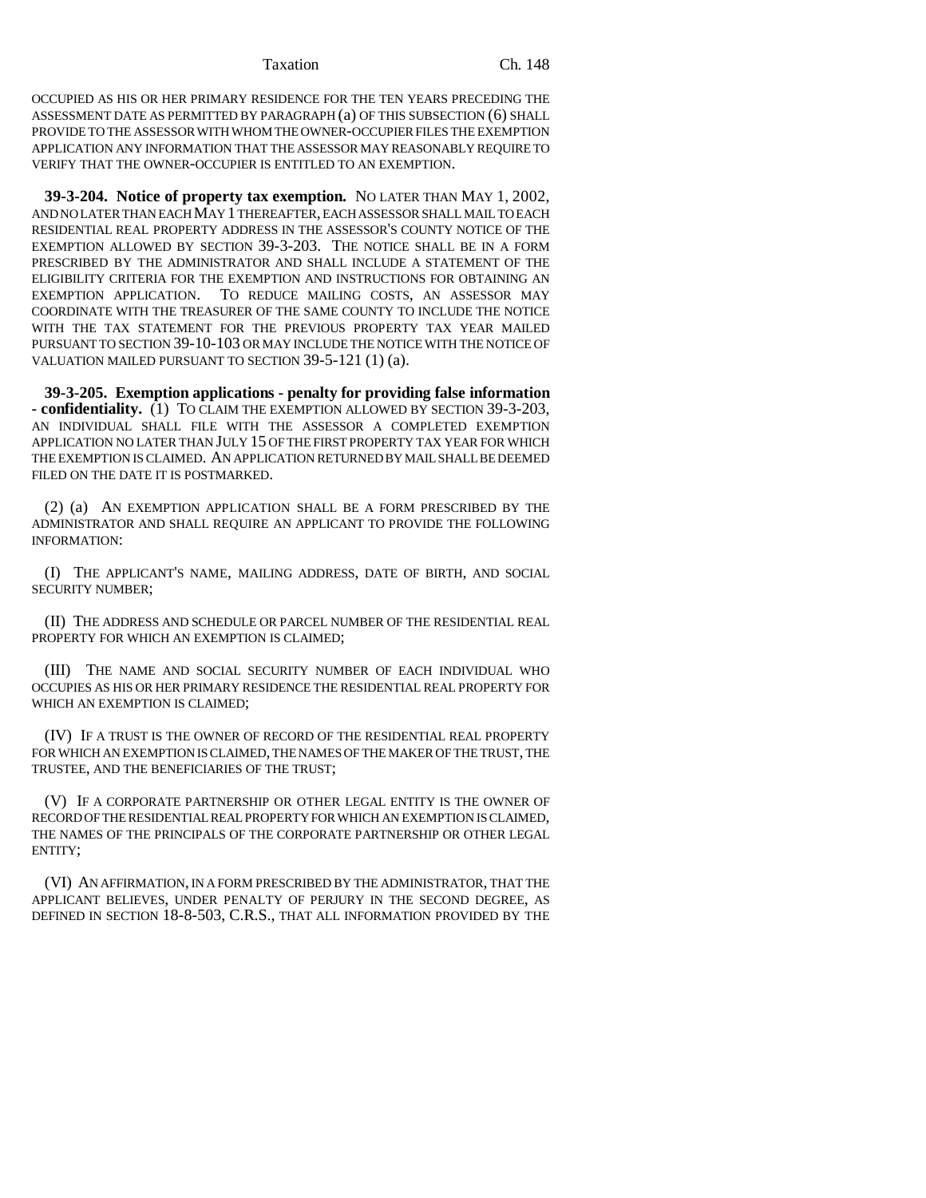OCCUPIED AS HIS OR HER PRIMARY RESIDENCE FOR THE TEN YEARS PRECEDING THE ASSESSMENT DATE AS PERMITTED BY PARAGRAPH (a) OF THIS SUBSECTION (6) SHALL PROVIDE TO THE ASSESSOR WITH WHOM THE OWNER-OCCUPIER FILES THE EXEMPTION APPLICATION ANY INFORMATION THAT THE ASSESSOR MAY REASONABLY REQUIRE TO VERIFY THAT THE OWNER-OCCUPIER IS ENTITLED TO AN EXEMPTION.

**39-3-204. Notice of property tax exemption.** NO LATER THAN MAY 1, 2002, AND NO LATER THAN EACH MAY 1 THEREAFTER, EACH ASSESSOR SHALL MAIL TO EACH RESIDENTIAL REAL PROPERTY ADDRESS IN THE ASSESSOR'S COUNTY NOTICE OF THE EXEMPTION ALLOWED BY SECTION 39-3-203. THE NOTICE SHALL BE IN A FORM PRESCRIBED BY THE ADMINISTRATOR AND SHALL INCLUDE A STATEMENT OF THE ELIGIBILITY CRITERIA FOR THE EXEMPTION AND INSTRUCTIONS FOR OBTAINING AN EXEMPTION APPLICATION. TO REDUCE MAILING COSTS, AN ASSESSOR MAY COORDINATE WITH THE TREASURER OF THE SAME COUNTY TO INCLUDE THE NOTICE WITH THE TAX STATEMENT FOR THE PREVIOUS PROPERTY TAX YEAR MAILED PURSUANT TO SECTION 39-10-103 OR MAY INCLUDE THE NOTICE WITH THE NOTICE OF VALUATION MAILED PURSUANT TO SECTION 39-5-121 (1) (a).

**39-3-205. Exemption applications - penalty for providing false information - confidentiality.** (1) TO CLAIM THE EXEMPTION ALLOWED BY SECTION 39-3-203, AN INDIVIDUAL SHALL FILE WITH THE ASSESSOR A COMPLETED EXEMPTION APPLICATION NO LATER THAN JULY 15 OF THE FIRST PROPERTY TAX YEAR FOR WHICH THE EXEMPTION IS CLAIMED. AN APPLICATION RETURNED BY MAIL SHALL BE DEEMED FILED ON THE DATE IT IS POSTMARKED.

(2) (a) AN EXEMPTION APPLICATION SHALL BE A FORM PRESCRIBED BY THE ADMINISTRATOR AND SHALL REQUIRE AN APPLICANT TO PROVIDE THE FOLLOWING INFORMATION:

(I) THE APPLICANT'S NAME, MAILING ADDRESS, DATE OF BIRTH, AND SOCIAL SECURITY NUMBER;

(II) THE ADDRESS AND SCHEDULE OR PARCEL NUMBER OF THE RESIDENTIAL REAL PROPERTY FOR WHICH AN EXEMPTION IS CLAIMED;

(III) THE NAME AND SOCIAL SECURITY NUMBER OF EACH INDIVIDUAL WHO OCCUPIES AS HIS OR HER PRIMARY RESIDENCE THE RESIDENTIAL REAL PROPERTY FOR WHICH AN EXEMPTION IS CLAIMED;

(IV) IF A TRUST IS THE OWNER OF RECORD OF THE RESIDENTIAL REAL PROPERTY FOR WHICH AN EXEMPTION IS CLAIMED, THE NAMES OF THE MAKER OF THE TRUST, THE TRUSTEE, AND THE BENEFICIARIES OF THE TRUST;

(V) IF A CORPORATE PARTNERSHIP OR OTHER LEGAL ENTITY IS THE OWNER OF RECORD OF THE RESIDENTIAL REAL PROPERTY FOR WHICH AN EXEMPTION IS CLAIMED, THE NAMES OF THE PRINCIPALS OF THE CORPORATE PARTNERSHIP OR OTHER LEGAL ENTITY;

(VI) AN AFFIRMATION, IN A FORM PRESCRIBED BY THE ADMINISTRATOR, THAT THE APPLICANT BELIEVES, UNDER PENALTY OF PERJURY IN THE SECOND DEGREE, AS DEFINED IN SECTION 18-8-503, C.R.S., THAT ALL INFORMATION PROVIDED BY THE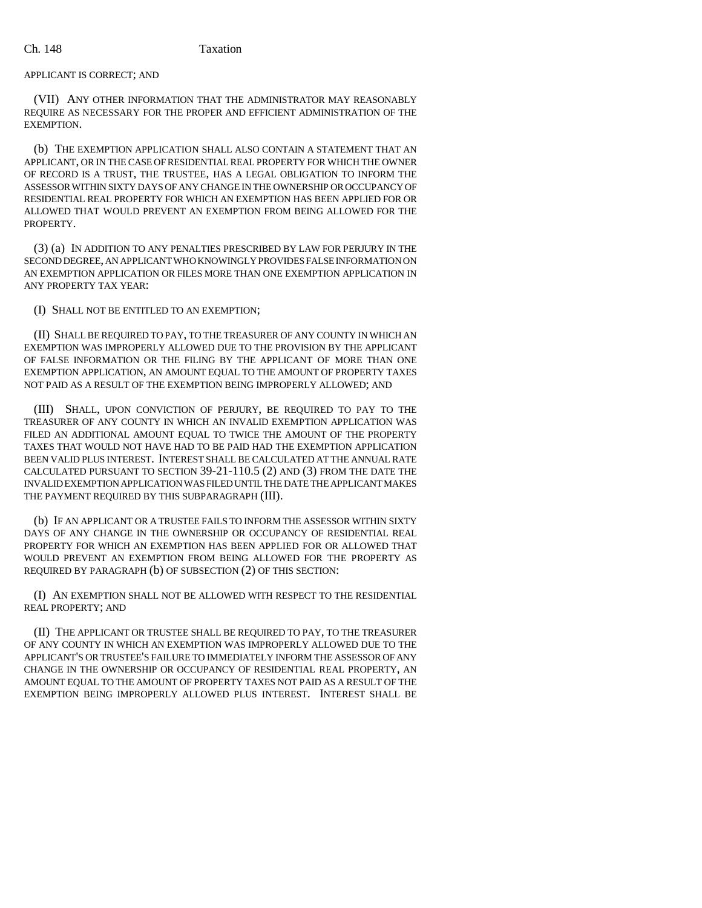APPLICANT IS CORRECT; AND

(VII) ANY OTHER INFORMATION THAT THE ADMINISTRATOR MAY REASONABLY REQUIRE AS NECESSARY FOR THE PROPER AND EFFICIENT ADMINISTRATION OF THE EXEMPTION.

(b) THE EXEMPTION APPLICATION SHALL ALSO CONTAIN A STATEMENT THAT AN APPLICANT, OR IN THE CASE OF RESIDENTIAL REAL PROPERTY FOR WHICH THE OWNER OF RECORD IS A TRUST, THE TRUSTEE, HAS A LEGAL OBLIGATION TO INFORM THE ASSESSOR WITHIN SIXTY DAYS OF ANY CHANGE IN THE OWNERSHIP OR OCCUPANCY OF RESIDENTIAL REAL PROPERTY FOR WHICH AN EXEMPTION HAS BEEN APPLIED FOR OR ALLOWED THAT WOULD PREVENT AN EXEMPTION FROM BEING ALLOWED FOR THE PROPERTY.

(3) (a) IN ADDITION TO ANY PENALTIES PRESCRIBED BY LAW FOR PERJURY IN THE SECOND DEGREE, AN APPLICANT WHO KNOWINGLY PROVIDES FALSE INFORMATION ON AN EXEMPTION APPLICATION OR FILES MORE THAN ONE EXEMPTION APPLICATION IN ANY PROPERTY TAX YEAR:

(I) SHALL NOT BE ENTITLED TO AN EXEMPTION;

(II) SHALL BE REQUIRED TO PAY, TO THE TREASURER OF ANY COUNTY IN WHICH AN EXEMPTION WAS IMPROPERLY ALLOWED DUE TO THE PROVISION BY THE APPLICANT OF FALSE INFORMATION OR THE FILING BY THE APPLICANT OF MORE THAN ONE EXEMPTION APPLICATION, AN AMOUNT EQUAL TO THE AMOUNT OF PROPERTY TAXES NOT PAID AS A RESULT OF THE EXEMPTION BEING IMPROPERLY ALLOWED; AND

(III) SHALL, UPON CONVICTION OF PERJURY, BE REQUIRED TO PAY TO THE TREASURER OF ANY COUNTY IN WHICH AN INVALID EXEMPTION APPLICATION WAS FILED AN ADDITIONAL AMOUNT EQUAL TO TWICE THE AMOUNT OF THE PROPERTY TAXES THAT WOULD NOT HAVE HAD TO BE PAID HAD THE EXEMPTION APPLICATION BEEN VALID PLUS INTEREST. INTEREST SHALL BE CALCULATED AT THE ANNUAL RATE CALCULATED PURSUANT TO SECTION 39-21-110.5 (2) AND (3) FROM THE DATE THE INVALID EXEMPTION APPLICATION WAS FILED UNTIL THE DATE THE APPLICANT MAKES THE PAYMENT REQUIRED BY THIS SUBPARAGRAPH (III).

(b) IF AN APPLICANT OR A TRUSTEE FAILS TO INFORM THE ASSESSOR WITHIN SIXTY DAYS OF ANY CHANGE IN THE OWNERSHIP OR OCCUPANCY OF RESIDENTIAL REAL PROPERTY FOR WHICH AN EXEMPTION HAS BEEN APPLIED FOR OR ALLOWED THAT WOULD PREVENT AN EXEMPTION FROM BEING ALLOWED FOR THE PROPERTY AS REQUIRED BY PARAGRAPH (b) OF SUBSECTION (2) OF THIS SECTION:

(I) AN EXEMPTION SHALL NOT BE ALLOWED WITH RESPECT TO THE RESIDENTIAL REAL PROPERTY; AND

(II) THE APPLICANT OR TRUSTEE SHALL BE REQUIRED TO PAY, TO THE TREASURER OF ANY COUNTY IN WHICH AN EXEMPTION WAS IMPROPERLY ALLOWED DUE TO THE APPLICANT'S OR TRUSTEE'S FAILURE TO IMMEDIATELY INFORM THE ASSESSOR OF ANY CHANGE IN THE OWNERSHIP OR OCCUPANCY OF RESIDENTIAL REAL PROPERTY, AN AMOUNT EQUAL TO THE AMOUNT OF PROPERTY TAXES NOT PAID AS A RESULT OF THE EXEMPTION BEING IMPROPERLY ALLOWED PLUS INTEREST. INTEREST SHALL BE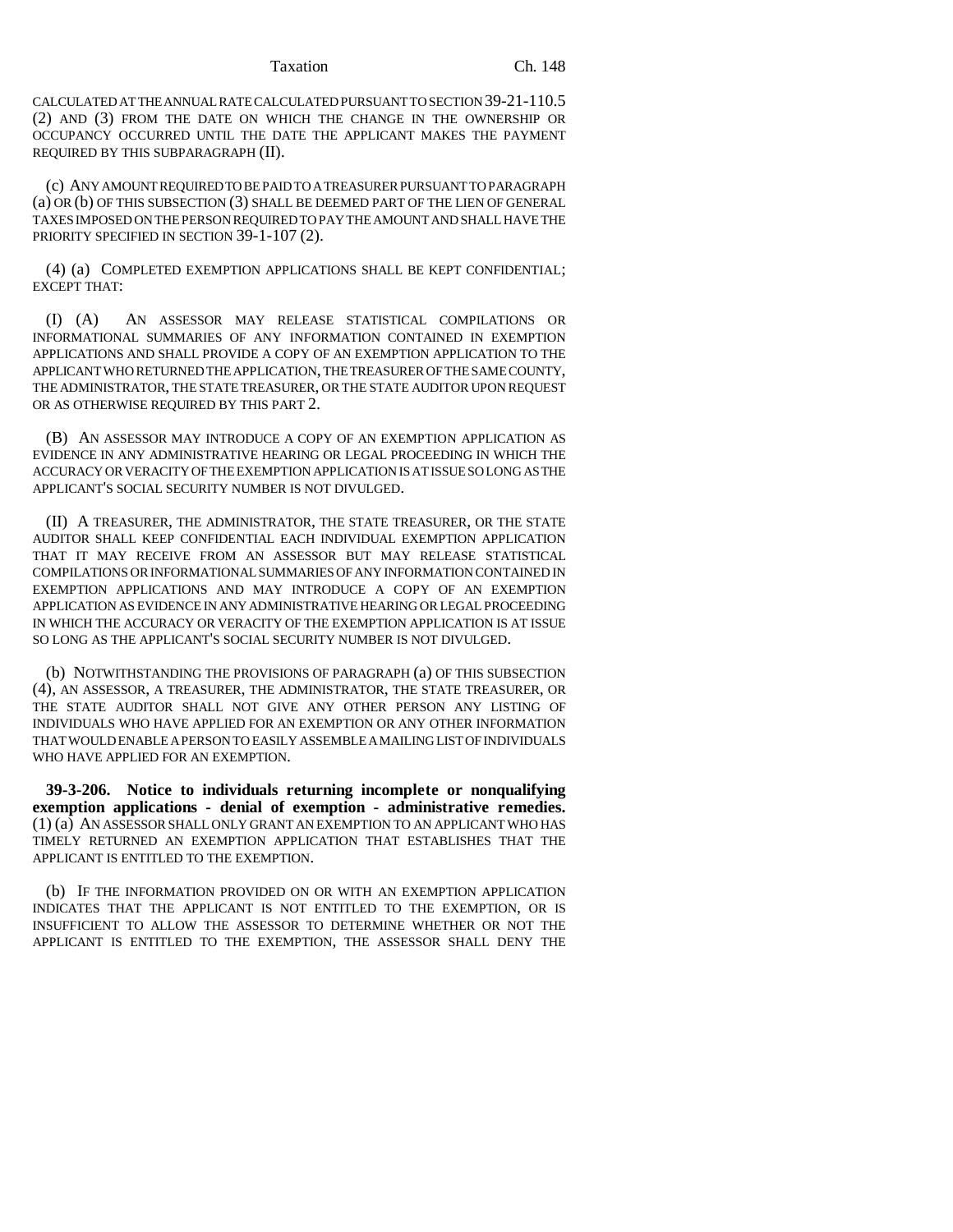CALCULATED AT THE ANNUAL RATE CALCULATED PURSUANT TO SECTION 39-21-110.5 (2) AND (3) FROM THE DATE ON WHICH THE CHANGE IN THE OWNERSHIP OR OCCUPANCY OCCURRED UNTIL THE DATE THE APPLICANT MAKES THE PAYMENT REQUIRED BY THIS SUBPARAGRAPH (II).

(c) ANY AMOUNT REQUIRED TO BE PAID TO A TREASURER PURSUANT TO PARAGRAPH (a) OR (b) OF THIS SUBSECTION (3) SHALL BE DEEMED PART OF THE LIEN OF GENERAL TAXES IMPOSED ON THE PERSON REQUIRED TO PAY THE AMOUNT AND SHALL HAVE THE PRIORITY SPECIFIED IN SECTION 39-1-107 (2).

(4) (a) COMPLETED EXEMPTION APPLICATIONS SHALL BE KEPT CONFIDENTIAL; EXCEPT THAT:

(I) (A) AN ASSESSOR MAY RELEASE STATISTICAL COMPILATIONS OR INFORMATIONAL SUMMARIES OF ANY INFORMATION CONTAINED IN EXEMPTION APPLICATIONS AND SHALL PROVIDE A COPY OF AN EXEMPTION APPLICATION TO THE APPLICANT WHO RETURNED THE APPLICATION, THE TREASURER OF THE SAME COUNTY, THE ADMINISTRATOR, THE STATE TREASURER, OR THE STATE AUDITOR UPON REQUEST OR AS OTHERWISE REQUIRED BY THIS PART 2.

(B) AN ASSESSOR MAY INTRODUCE A COPY OF AN EXEMPTION APPLICATION AS EVIDENCE IN ANY ADMINISTRATIVE HEARING OR LEGAL PROCEEDING IN WHICH THE ACCURACY OR VERACITY OF THE EXEMPTION APPLICATION IS AT ISSUE SO LONG AS THE APPLICANT'S SOCIAL SECURITY NUMBER IS NOT DIVULGED.

(II) A TREASURER, THE ADMINISTRATOR, THE STATE TREASURER, OR THE STATE AUDITOR SHALL KEEP CONFIDENTIAL EACH INDIVIDUAL EXEMPTION APPLICATION THAT IT MAY RECEIVE FROM AN ASSESSOR BUT MAY RELEASE STATISTICAL COMPILATIONS OR INFORMATIONAL SUMMARIES OF ANY INFORMATION CONTAINED IN EXEMPTION APPLICATIONS AND MAY INTRODUCE A COPY OF AN EXEMPTION APPLICATION AS EVIDENCE IN ANY ADMINISTRATIVE HEARING OR LEGAL PROCEEDING IN WHICH THE ACCURACY OR VERACITY OF THE EXEMPTION APPLICATION IS AT ISSUE SO LONG AS THE APPLICANT'S SOCIAL SECURITY NUMBER IS NOT DIVULGED.

(b) NOTWITHSTANDING THE PROVISIONS OF PARAGRAPH (a) OF THIS SUBSECTION (4), AN ASSESSOR, A TREASURER, THE ADMINISTRATOR, THE STATE TREASURER, OR THE STATE AUDITOR SHALL NOT GIVE ANY OTHER PERSON ANY LISTING OF INDIVIDUALS WHO HAVE APPLIED FOR AN EXEMPTION OR ANY OTHER INFORMATION THAT WOULD ENABLE A PERSON TO EASILY ASSEMBLE A MAILING LIST OF INDIVIDUALS WHO HAVE APPLIED FOR AN EXEMPTION.

**39-3-206. Notice to individuals returning incomplete or nonqualifying exemption applications - denial of exemption - administrative remedies.** (1) (a) AN ASSESSOR SHALL ONLY GRANT AN EXEMPTION TO AN APPLICANT WHO HAS TIMELY RETURNED AN EXEMPTION APPLICATION THAT ESTABLISHES THAT THE APPLICANT IS ENTITLED TO THE EXEMPTION.

(b) IF THE INFORMATION PROVIDED ON OR WITH AN EXEMPTION APPLICATION INDICATES THAT THE APPLICANT IS NOT ENTITLED TO THE EXEMPTION, OR IS INSUFFICIENT TO ALLOW THE ASSESSOR TO DETERMINE WHETHER OR NOT THE APPLICANT IS ENTITLED TO THE EXEMPTION, THE ASSESSOR SHALL DENY THE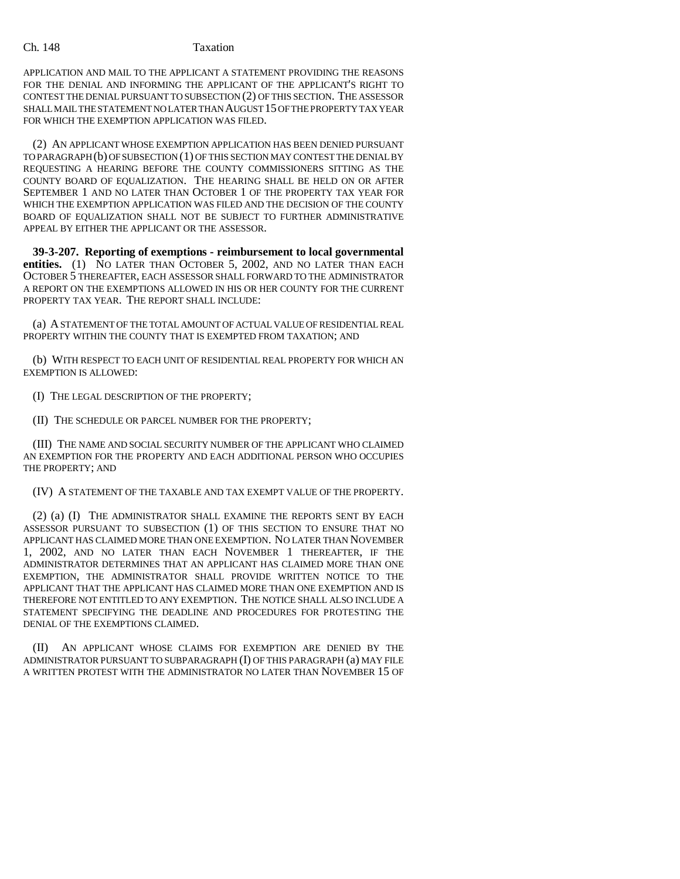APPLICATION AND MAIL TO THE APPLICANT A STATEMENT PROVIDING THE REASONS FOR THE DENIAL AND INFORMING THE APPLICANT OF THE APPLICANT'S RIGHT TO CONTEST THE DENIAL PURSUANT TO SUBSECTION (2) OF THIS SECTION. THE ASSESSOR SHALL MAIL THE STATEMENT NO LATER THAN AUGUST 15 OF THE PROPERTY TAX YEAR FOR WHICH THE EXEMPTION APPLICATION WAS FILED.

(2) AN APPLICANT WHOSE EXEMPTION APPLICATION HAS BEEN DENIED PURSUANT TO PARAGRAPH (b) OF SUBSECTION (1) OF THIS SECTION MAY CONTEST THE DENIAL BY REQUESTING A HEARING BEFORE THE COUNTY COMMISSIONERS SITTING AS THE COUNTY BOARD OF EQUALIZATION. THE HEARING SHALL BE HELD ON OR AFTER SEPTEMBER 1 AND NO LATER THAN OCTOBER 1 OF THE PROPERTY TAX YEAR FOR WHICH THE EXEMPTION APPLICATION WAS FILED AND THE DECISION OF THE COUNTY BOARD OF EQUALIZATION SHALL NOT BE SUBJECT TO FURTHER ADMINISTRATIVE APPEAL BY EITHER THE APPLICANT OR THE ASSESSOR.

**39-3-207. Reporting of exemptions - reimbursement to local governmental entities.** (1) NO LATER THAN OCTOBER 5, 2002, AND NO LATER THAN EACH OCTOBER 5 THEREAFTER, EACH ASSESSOR SHALL FORWARD TO THE ADMINISTRATOR A REPORT ON THE EXEMPTIONS ALLOWED IN HIS OR HER COUNTY FOR THE CURRENT PROPERTY TAX YEAR. THE REPORT SHALL INCLUDE:

(a) A STATEMENT OF THE TOTAL AMOUNT OF ACTUAL VALUE OF RESIDENTIAL REAL PROPERTY WITHIN THE COUNTY THAT IS EXEMPTED FROM TAXATION; AND

(b) WITH RESPECT TO EACH UNIT OF RESIDENTIAL REAL PROPERTY FOR WHICH AN EXEMPTION IS ALLOWED:

(I) THE LEGAL DESCRIPTION OF THE PROPERTY;

(II) THE SCHEDULE OR PARCEL NUMBER FOR THE PROPERTY;

(III) THE NAME AND SOCIAL SECURITY NUMBER OF THE APPLICANT WHO CLAIMED AN EXEMPTION FOR THE PROPERTY AND EACH ADDITIONAL PERSON WHO OCCUPIES THE PROPERTY; AND

(IV) A STATEMENT OF THE TAXABLE AND TAX EXEMPT VALUE OF THE PROPERTY.

(2) (a) (I) THE ADMINISTRATOR SHALL EXAMINE THE REPORTS SENT BY EACH ASSESSOR PURSUANT TO SUBSECTION (1) OF THIS SECTION TO ENSURE THAT NO APPLICANT HAS CLAIMED MORE THAN ONE EXEMPTION. NO LATER THAN NOVEMBER 1, 2002, AND NO LATER THAN EACH NOVEMBER 1 THEREAFTER, IF THE ADMINISTRATOR DETERMINES THAT AN APPLICANT HAS CLAIMED MORE THAN ONE EXEMPTION, THE ADMINISTRATOR SHALL PROVIDE WRITTEN NOTICE TO THE APPLICANT THAT THE APPLICANT HAS CLAIMED MORE THAN ONE EXEMPTION AND IS THEREFORE NOT ENTITLED TO ANY EXEMPTION. THE NOTICE SHALL ALSO INCLUDE A STATEMENT SPECIFYING THE DEADLINE AND PROCEDURES FOR PROTESTING THE DENIAL OF THE EXEMPTIONS CLAIMED.

(II) AN APPLICANT WHOSE CLAIMS FOR EXEMPTION ARE DENIED BY THE ADMINISTRATOR PURSUANT TO SUBPARAGRAPH (I) OF THIS PARAGRAPH (a) MAY FILE A WRITTEN PROTEST WITH THE ADMINISTRATOR NO LATER THAN NOVEMBER 15 OF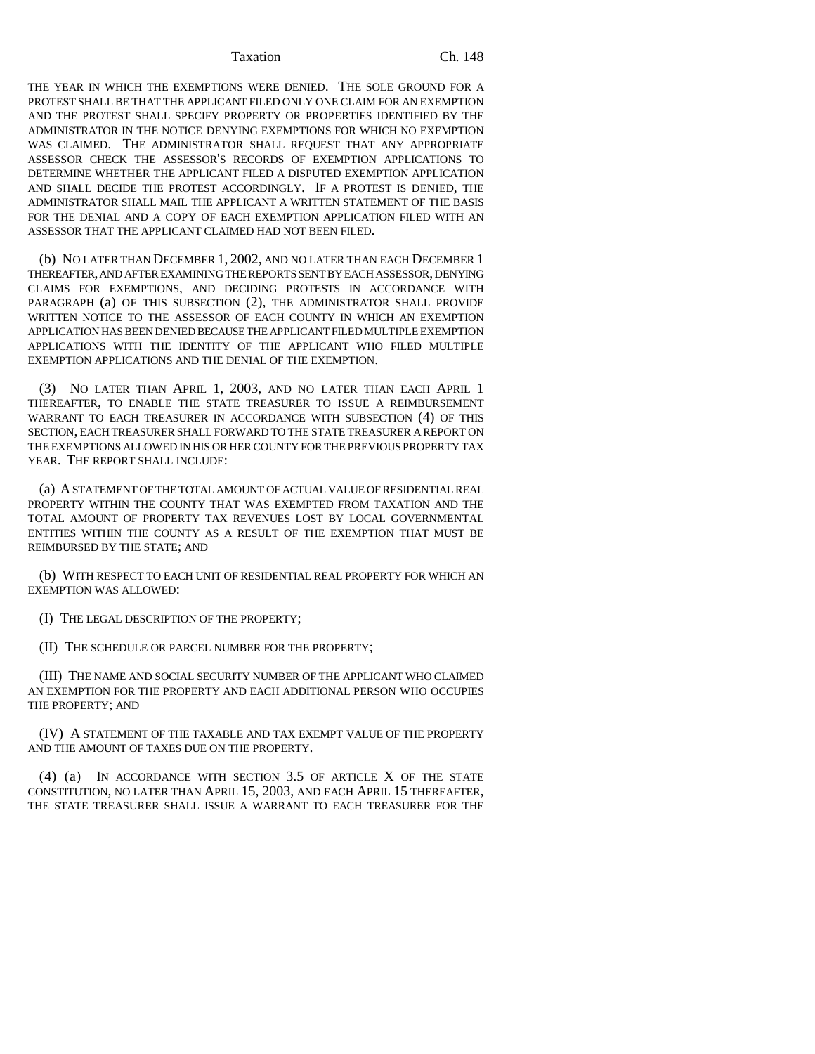THE YEAR IN WHICH THE EXEMPTIONS WERE DENIED. THE SOLE GROUND FOR A PROTEST SHALL BE THAT THE APPLICANT FILED ONLY ONE CLAIM FOR AN EXEMPTION AND THE PROTEST SHALL SPECIFY PROPERTY OR PROPERTIES IDENTIFIED BY THE ADMINISTRATOR IN THE NOTICE DENYING EXEMPTIONS FOR WHICH NO EXEMPTION WAS CLAIMED. THE ADMINISTRATOR SHALL REQUEST THAT ANY APPROPRIATE ASSESSOR CHECK THE ASSESSOR'S RECORDS OF EXEMPTION APPLICATIONS TO DETERMINE WHETHER THE APPLICANT FILED A DISPUTED EXEMPTION APPLICATION AND SHALL DECIDE THE PROTEST ACCORDINGLY. IF A PROTEST IS DENIED, THE ADMINISTRATOR SHALL MAIL THE APPLICANT A WRITTEN STATEMENT OF THE BASIS FOR THE DENIAL AND A COPY OF EACH EXEMPTION APPLICATION FILED WITH AN ASSESSOR THAT THE APPLICANT CLAIMED HAD NOT BEEN FILED.

(b) NO LATER THAN DECEMBER 1, 2002, AND NO LATER THAN EACH DECEMBER 1 THEREAFTER, AND AFTER EXAMINING THE REPORTS SENT BY EACH ASSESSOR, DENYING CLAIMS FOR EXEMPTIONS, AND DECIDING PROTESTS IN ACCORDANCE WITH PARAGRAPH (a) OF THIS SUBSECTION (2), THE ADMINISTRATOR SHALL PROVIDE WRITTEN NOTICE TO THE ASSESSOR OF EACH COUNTY IN WHICH AN EXEMPTION APPLICATION HAS BEEN DENIED BECAUSE THE APPLICANT FILED MULTIPLE EXEMPTION APPLICATIONS WITH THE IDENTITY OF THE APPLICANT WHO FILED MULTIPLE EXEMPTION APPLICATIONS AND THE DENIAL OF THE EXEMPTION.

(3) NO LATER THAN APRIL 1, 2003, AND NO LATER THAN EACH APRIL 1 THEREAFTER, TO ENABLE THE STATE TREASURER TO ISSUE A REIMBURSEMENT WARRANT TO EACH TREASURER IN ACCORDANCE WITH SUBSECTION (4) OF THIS SECTION, EACH TREASURER SHALL FORWARD TO THE STATE TREASURER A REPORT ON THE EXEMPTIONS ALLOWED IN HIS OR HER COUNTY FOR THE PREVIOUS PROPERTY TAX YEAR. THE REPORT SHALL INCLUDE:

(a) A STATEMENT OF THE TOTAL AMOUNT OF ACTUAL VALUE OF RESIDENTIAL REAL PROPERTY WITHIN THE COUNTY THAT WAS EXEMPTED FROM TAXATION AND THE TOTAL AMOUNT OF PROPERTY TAX REVENUES LOST BY LOCAL GOVERNMENTAL ENTITIES WITHIN THE COUNTY AS A RESULT OF THE EXEMPTION THAT MUST BE REIMBURSED BY THE STATE; AND

(b) WITH RESPECT TO EACH UNIT OF RESIDENTIAL REAL PROPERTY FOR WHICH AN EXEMPTION WAS ALLOWED:

(I) THE LEGAL DESCRIPTION OF THE PROPERTY;

(II) THE SCHEDULE OR PARCEL NUMBER FOR THE PROPERTY;

(III) THE NAME AND SOCIAL SECURITY NUMBER OF THE APPLICANT WHO CLAIMED AN EXEMPTION FOR THE PROPERTY AND EACH ADDITIONAL PERSON WHO OCCUPIES THE PROPERTY; AND

(IV) A STATEMENT OF THE TAXABLE AND TAX EXEMPT VALUE OF THE PROPERTY AND THE AMOUNT OF TAXES DUE ON THE PROPERTY.

(4) (a) IN ACCORDANCE WITH SECTION 3.5 OF ARTICLE X OF THE STATE CONSTITUTION, NO LATER THAN APRIL 15, 2003, AND EACH APRIL 15 THEREAFTER, THE STATE TREASURER SHALL ISSUE A WARRANT TO EACH TREASURER FOR THE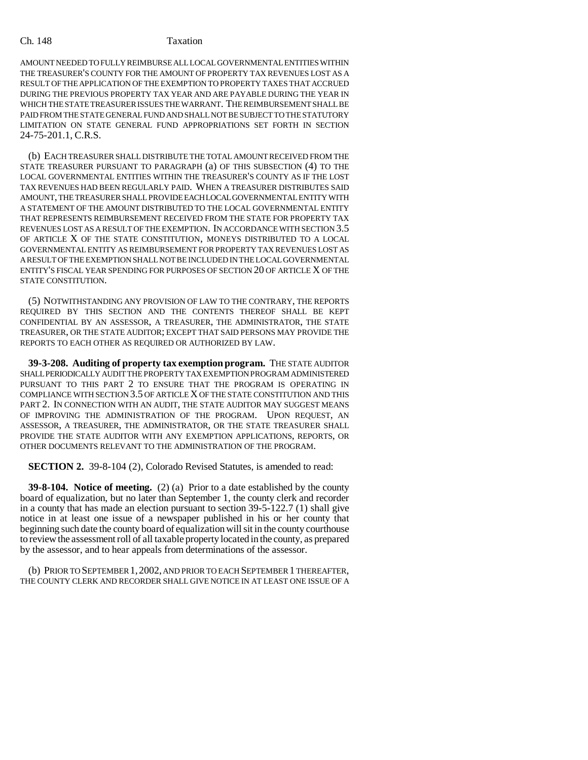AMOUNT NEEDED TO FULLY REIMBURSE ALL LOCAL GOVERNMENTAL ENTITIES WITHIN THE TREASURER'S COUNTY FOR THE AMOUNT OF PROPERTY TAX REVENUES LOST AS A RESULT OF THE APPLICATION OF THE EXEMPTION TO PROPERTY TAXES THAT ACCRUED DURING THE PREVIOUS PROPERTY TAX YEAR AND ARE PAYABLE DURING THE YEAR IN WHICH THE STATE TREASURER ISSUES THE WARRANT. THE REIMBURSEMENT SHALL BE PAID FROM THE STATE GENERAL FUND AND SHALL NOT BE SUBJECT TO THE STATUTORY LIMITATION ON STATE GENERAL FUND APPROPRIATIONS SET FORTH IN SECTION 24-75-201.1, C.R.S.

(b) EACH TREASURER SHALL DISTRIBUTE THE TOTAL AMOUNT RECEIVED FROM THE STATE TREASURER PURSUANT TO PARAGRAPH (a) OF THIS SUBSECTION (4) TO THE LOCAL GOVERNMENTAL ENTITIES WITHIN THE TREASURER'S COUNTY AS IF THE LOST TAX REVENUES HAD BEEN REGULARLY PAID. WHEN A TREASURER DISTRIBUTES SAID AMOUNT, THE TREASURER SHALL PROVIDE EACH LOCAL GOVERNMENTAL ENTITY WITH A STATEMENT OF THE AMOUNT DISTRIBUTED TO THE LOCAL GOVERNMENTAL ENTITY THAT REPRESENTS REIMBURSEMENT RECEIVED FROM THE STATE FOR PROPERTY TAX REVENUES LOST AS A RESULT OF THE EXEMPTION. IN ACCORDANCE WITH SECTION 3.5 OF ARTICLE X OF THE STATE CONSTITUTION, MONEYS DISTRIBUTED TO A LOCAL GOVERNMENTAL ENTITY AS REIMBURSEMENT FOR PROPERTY TAX REVENUES LOST AS A RESULT OF THE EXEMPTION SHALL NOT BE INCLUDED IN THE LOCAL GOVERNMENTAL ENTITY'S FISCAL YEAR SPENDING FOR PURPOSES OF SECTION 20 OF ARTICLE X OF THE STATE CONSTITUTION.

(5) NOTWITHSTANDING ANY PROVISION OF LAW TO THE CONTRARY, THE REPORTS REQUIRED BY THIS SECTION AND THE CONTENTS THEREOF SHALL BE KEPT CONFIDENTIAL BY AN ASSESSOR, A TREASURER, THE ADMINISTRATOR, THE STATE TREASURER, OR THE STATE AUDITOR; EXCEPT THAT SAID PERSONS MAY PROVIDE THE REPORTS TO EACH OTHER AS REQUIRED OR AUTHORIZED BY LAW.

**39-3-208. Auditing of property tax exemption program.** THE STATE AUDITOR SHALL PERIODICALLY AUDIT THE PROPERTY TAX EXEMPTION PROGRAM ADMINISTERED PURSUANT TO THIS PART 2 TO ENSURE THAT THE PROGRAM IS OPERATING IN COMPLIANCE WITH SECTION 3.5 OF ARTICLE X OF THE STATE CONSTITUTION AND THIS PART 2. IN CONNECTION WITH AN AUDIT, THE STATE AUDITOR MAY SUGGEST MEANS OF IMPROVING THE ADMINISTRATION OF THE PROGRAM. UPON REQUEST, AN ASSESSOR, A TREASURER, THE ADMINISTRATOR, OR THE STATE TREASURER SHALL PROVIDE THE STATE AUDITOR WITH ANY EXEMPTION APPLICATIONS, REPORTS, OR OTHER DOCUMENTS RELEVANT TO THE ADMINISTRATION OF THE PROGRAM.

**SECTION 2.** 39-8-104 (2), Colorado Revised Statutes, is amended to read:

**39-8-104. Notice of meeting.** (2) (a) Prior to a date established by the county board of equalization, but no later than September 1, the county clerk and recorder in a county that has made an election pursuant to section 39-5-122.7 (1) shall give notice in at least one issue of a newspaper published in his or her county that beginning such date the county board of equalization will sit in the county courthouse to review the assessment roll of all taxable property located in the county, as prepared by the assessor, and to hear appeals from determinations of the assessor.

(b) PRIOR TO SEPTEMBER 1, 2002, AND PRIOR TO EACH SEPTEMBER 1 THEREAFTER, THE COUNTY CLERK AND RECORDER SHALL GIVE NOTICE IN AT LEAST ONE ISSUE OF A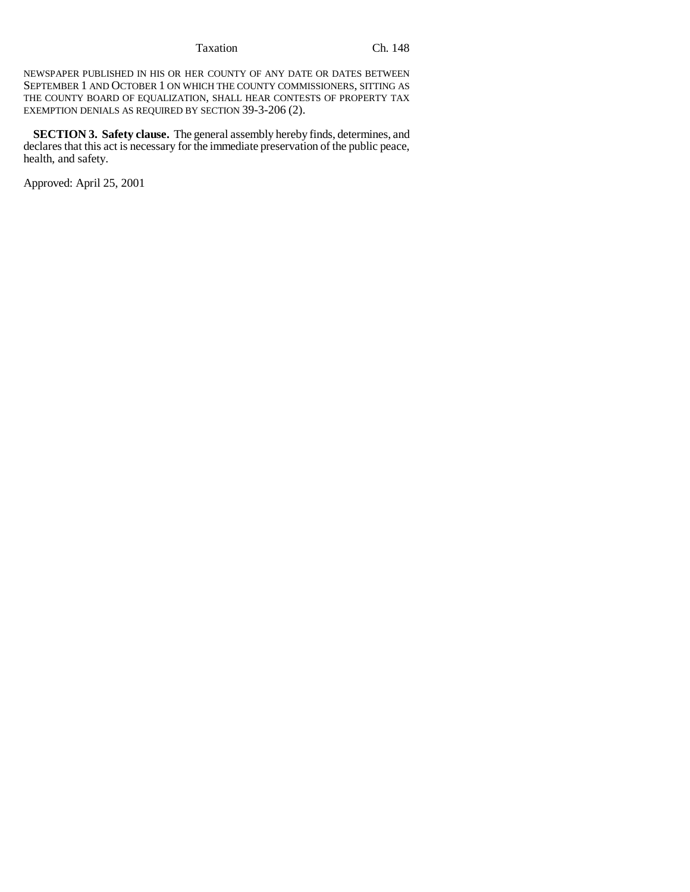NEWSPAPER PUBLISHED IN HIS OR HER COUNTY OF ANY DATE OR DATES BETWEEN SEPTEMBER 1 AND OCTOBER 1 ON WHICH THE COUNTY COMMISSIONERS, SITTING AS THE COUNTY BOARD OF EQUALIZATION, SHALL HEAR CONTESTS OF PROPERTY TAX EXEMPTION DENIALS AS REQUIRED BY SECTION 39-3-206 (2).

**SECTION 3. Safety clause.** The general assembly hereby finds, determines, and declares that this act is necessary for the immediate preservation of the public peace, health, and safety.

Approved: April 25, 2001